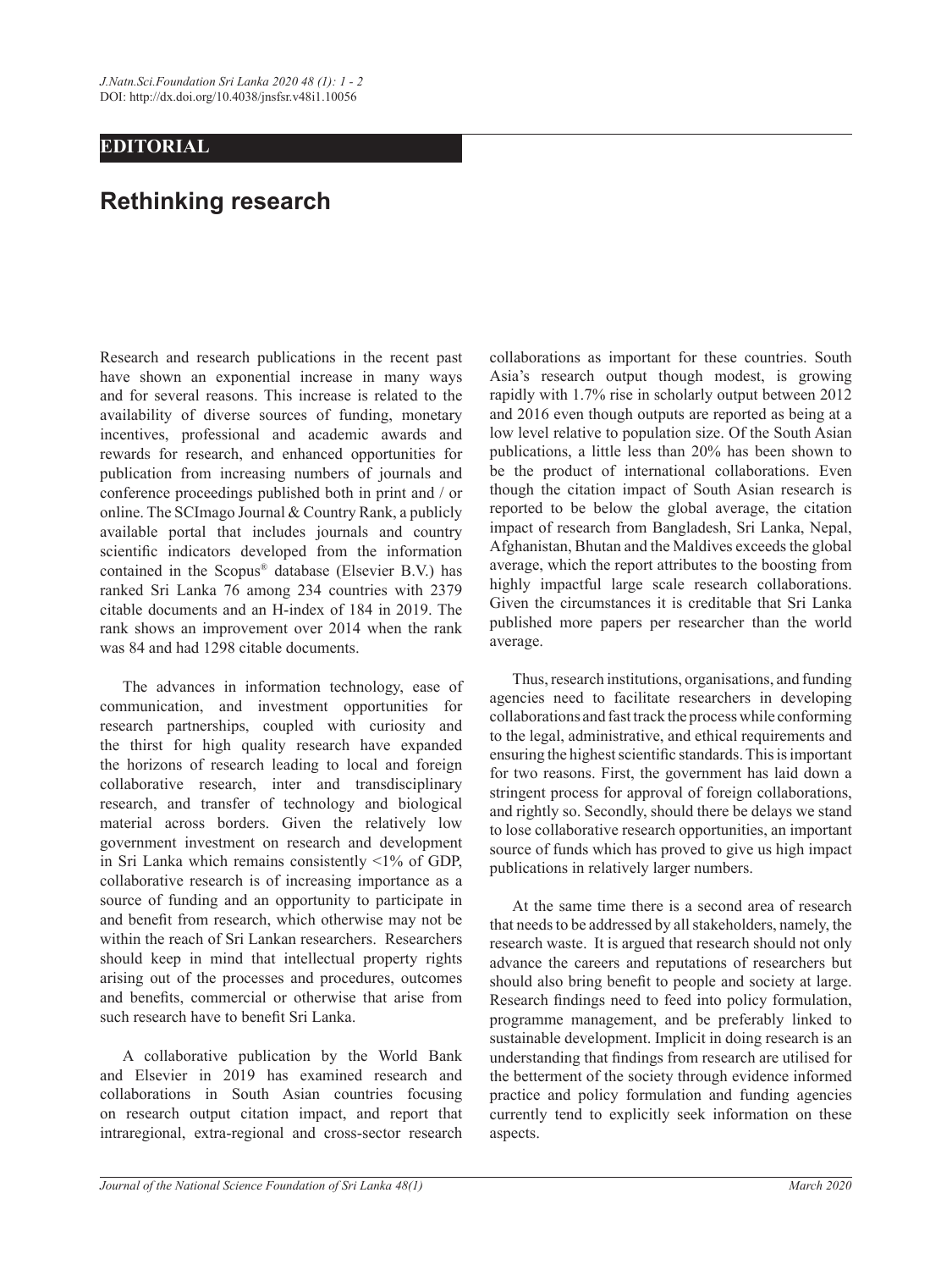**EDITORIAL**

# Rethinking research

Research and research publications in the recent past have shown an exponential increase in many ways and for several reasons. This increase is related to the availability of diverse sources of funding, monetary incentives, professional and academic awards and rewards for research, and enhanced opportunities for publication from increasing numbers of journals and conference proceedings published both in print and / or online. The SCImago Journal & Country Rank, a publicly available portal that includes journals and country scientific indicators developed from the information contained in the Scopus® database (Elsevier B.V.) has ranked Sri Lanka 76 among 234 countries with 2379 citable documents and an H-index of 184 in 2019. The rank shows an improvement over 2014 when the rank was 84 and had 1298 citable documents.

The advances in information technology, ease of communication, and investment opportunities for research partnerships, coupled with curiosity and the thirst for high quality research have expanded the horizons of research leading to local and foreign collaborative research, inter and transdisciplinary research, and transfer of technology and biological material across borders. Given the relatively low government investment on research and development in Sri Lanka which remains consistently <1% of GDP, collaborative research is of increasing importance as a source of funding and an opportunity to participate in and benefit from research, which otherwise may not be within the reach of Sri Lankan researchers. Researchers should keep in mind that intellectual property rights arising out of the processes and procedures, outcomes and benefits, commercial or otherwise that arise from such research have to benefit Sri Lanka.

A collaborative publication by the World Bank and Elsevier in 2019 has examined research and collaborations in South Asian countries focusing on research output citation impact, and report that intraregional, extra-regional and cross-sector research collaborations as important for these countries. South Asia's research output though modest, is growing rapidly with 1.7% rise in scholarly output between 2012 and 2016 even though outputs are reported as being at a low level relative to population size. Of the South Asian publications, a little less than 20% has been shown to be the product of international collaborations. Even though the citation impact of South Asian research is reported to be below the global average, the citation impact of research from Bangladesh, Sri Lanka, Nepal, Afghanistan, Bhutan and the Maldives exceeds the global average, which the report attributes to the boosting from highly impactful large scale research collaborations. Given the circumstances it is creditable that Sri Lanka published more papers per researcher than the world average.

Thus, research institutions, organisations, and funding agencies need to facilitate researchers in developing collaborations and fast track the process while conforming to the legal, administrative, and ethical requirements and ensuring the highest scientific standards. This is important for two reasons. First, the government has laid down a stringent process for approval of foreign collaborations, and rightly so. Secondly, should there be delays we stand to lose collaborative research opportunities, an important source of funds which has proved to give us high impact publications in relatively larger numbers.

At the same time there is a second area of research that needs to be addressed by all stakeholders, namely, the research waste. It is argued that research should not only advance the careers and reputations of researchers but should also bring benefit to people and society at large. Research findings need to feed into policy formulation, programme management, and be preferably linked to sustainable development. Implicit in doing research is an understanding that findings from research are utilised for the betterment of the society through evidence informed practice and policy formulation and funding agencies currently tend to explicitly seek information on these aspects.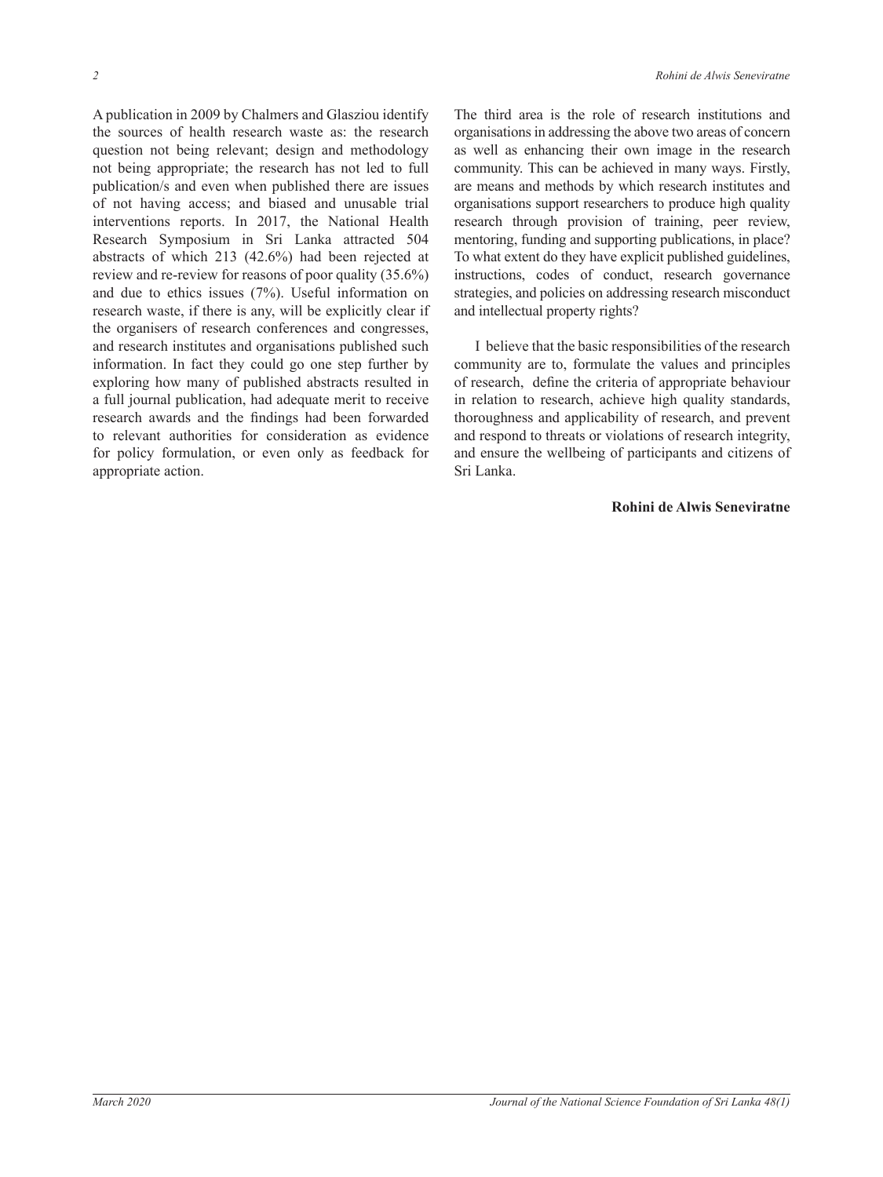A publication in 2009 by Chalmers and Glasziou identify the sources of health research waste as: the research question not being relevant; design and methodology not being appropriate; the research has not led to full publication/s and even when published there are issues of not having access; and biased and unusable trial interventions reports. In 2017, the National Health Research Symposium in Sri Lanka attracted 504 abstracts of which 213 (42.6%) had been rejected at review and re-review for reasons of poor quality (35.6%) and due to ethics issues (7%). Useful information on research waste, if there is any, will be explicitly clear if the organisers of research conferences and congresses, and research institutes and organisations published such information. In fact they could go one step further by exploring how many of published abstracts resulted in a full journal publication, had adequate merit to receive research awards and the findings had been forwarded to relevant authorities for consideration as evidence for policy formulation, or even only as feedback for appropriate action.

The third area is the role of research institutions and organisations in addressing the above two areas of concern as well as enhancing their own image in the research community. This can be achieved in many ways. Firstly, are means and methods by which research institutes and organisations support researchers to produce high quality research through provision of training, peer review, mentoring, funding and supporting publications, in place? To what extent do they have explicit published guidelines, instructions, codes of conduct, research governance strategies, and policies on addressing research misconduct and intellectual property rights?

I believe that the basic responsibilities of the research community are to, formulate the values and principles of research, define the criteria of appropriate behaviour in relation to research, achieve high quality standards, thoroughness and applicability of research, and prevent and respond to threats or violations of research integrity, and ensure the wellbeing of participants and citizens of Sri Lanka.

**Rohini de Alwis Seneviratne**